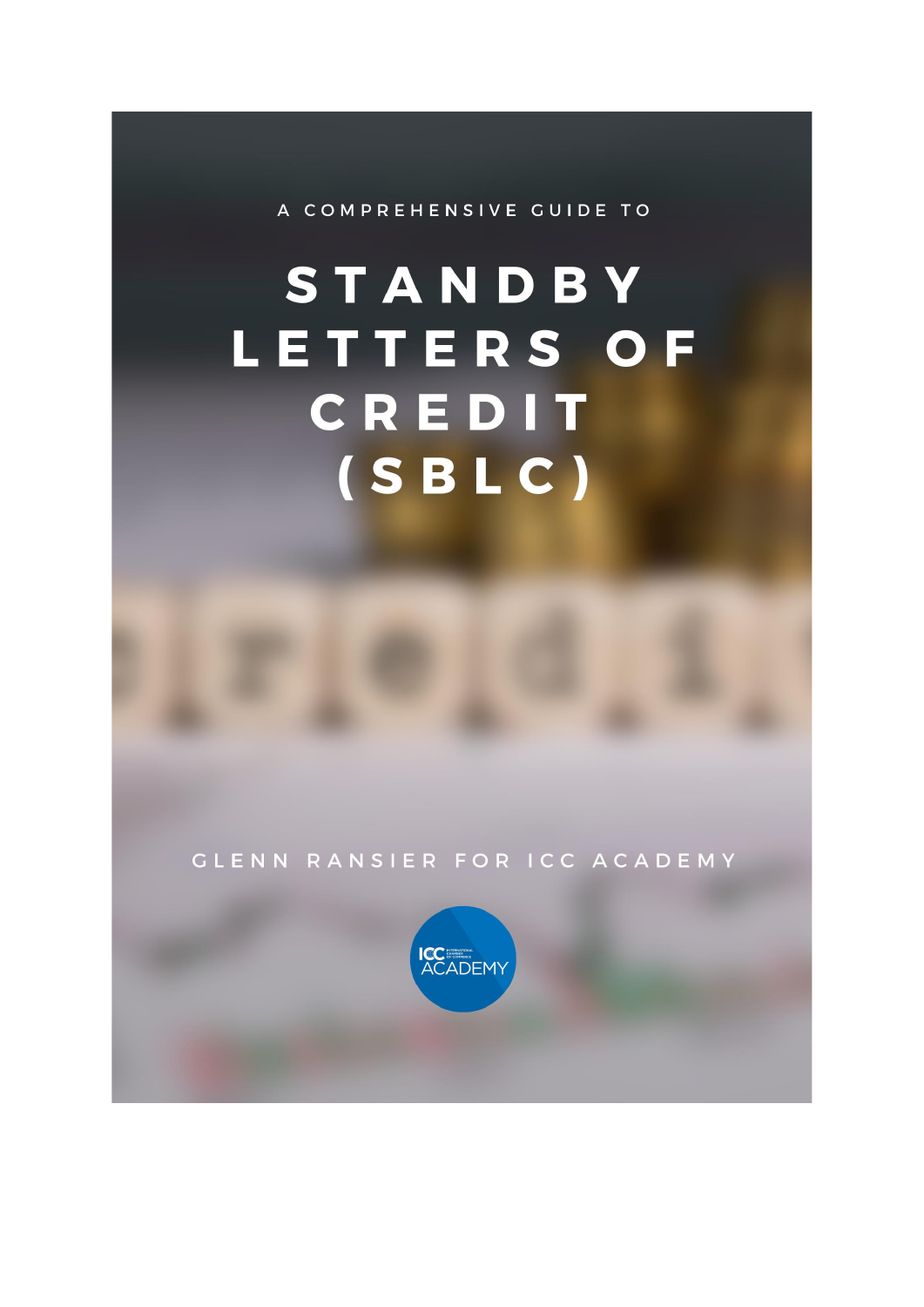A COMPREHENSIVE GUIDE TO

# STANDBY LETTERS OF CREDIT (SBLC)

GLENN RANSIER FOR ICC ACADEMY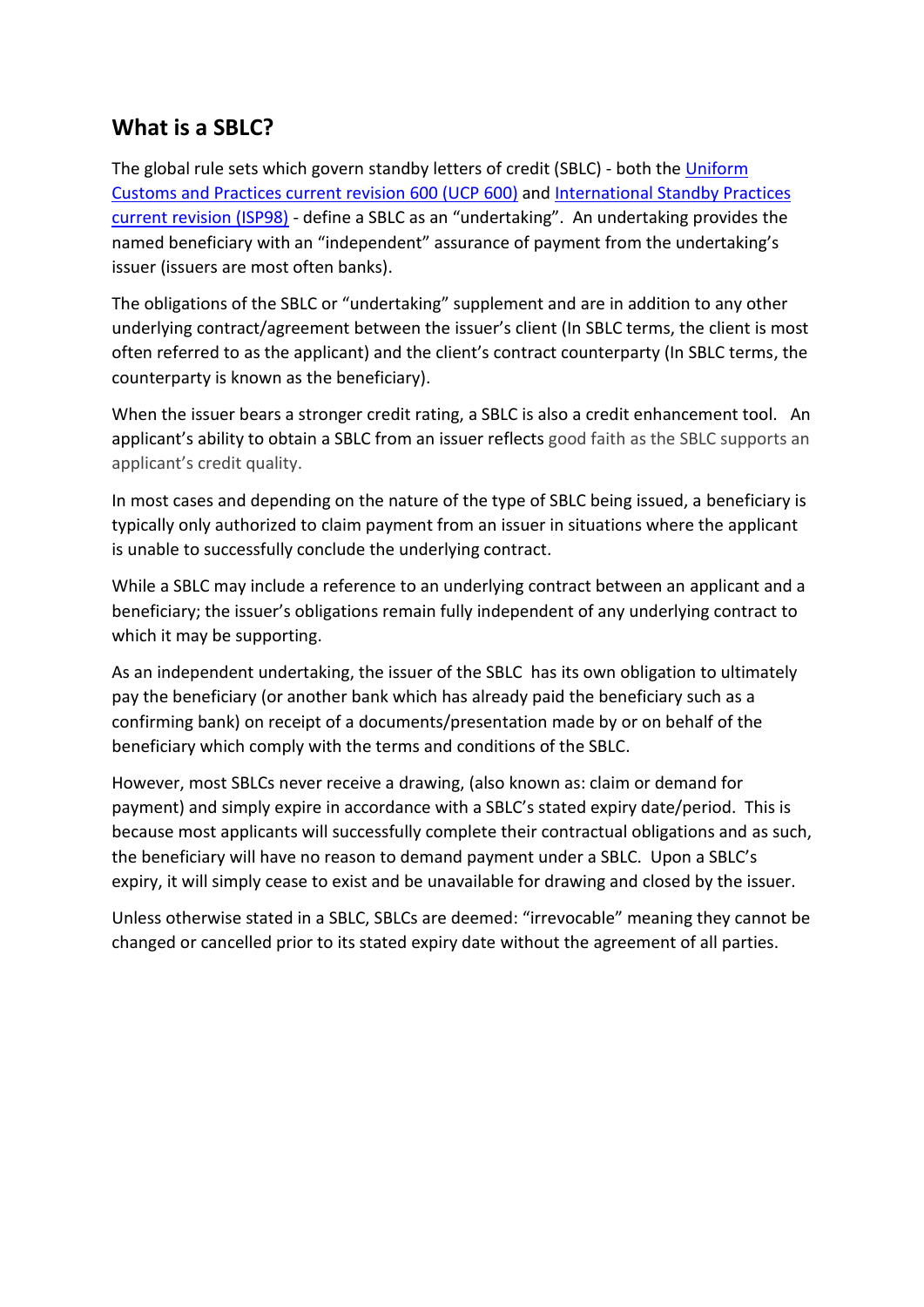## What is a SBLC?

The global rule sets which govern standby letters of credit (SBLC) - both the [Uniform Customs and Practices current revision 600 (UCP 600)] and [International Standby Practices current revision (ISP98)] - define a SBLC as an "undertaking". An undertaking provides the named beneficiary with an "independent" assurance of payment from the undertaking's issuer (issuers are most often banks).

The obligations of the SBLC or "undertaking" supplement and are in addition to any other underlying contract/agreement between the issuer's client (In SBLC terms, the client is most often referred to as the applicant) and the client's contract counterparty (In SBLC terms, the counterparty is known as the beneficiary).

When the issuer bears a stronger credit rating, a SBLC is also a credit enhancement tool. An applicant's ability to obtain a SBLC from an issuer reflects good faith as the SBLC supports an applicant's credit quality.

In most cases and depending on the nature of the type of SBLC being issued, a beneficiary is typically only authorized to claim payment from an issuer in situations where the applicant is unable to successfully conclude the underlying contract.

While a SBLC may include a reference to an underlying contract between an applicant and a beneficiary; the issuer's obligations remain fully independent of any underlying contract to which it may be supporting.

As an independent undertaking, the issuer of the SBLC has its own obligation to ultimately pay the beneficiary (or another bank which has already paid the beneficiary such as a confirming bank) on receipt of a documents/presentation made by or on behalf of the beneficiary which comply with the terms and conditions of the SBLC.

However, most SBLCs never receive a drawing, (also known as: claim or demand for payment) and simply expire in accordance with a SBLC's stated expiry date/period. This is because most applicants will successfully complete their contractual obligations and as such, the beneficiary will have no reason to demand payment under a SBLC. Upon a SBLC's expiry, it will simply cease to exist and be unavailable for drawing and closed by the issuer.

Unless otherwise stated in a SBLC, SBLCs are deemed: "irrevocable" meaning they cannot be changed or cancelled prior to its stated expiry date without the agreement of all parties.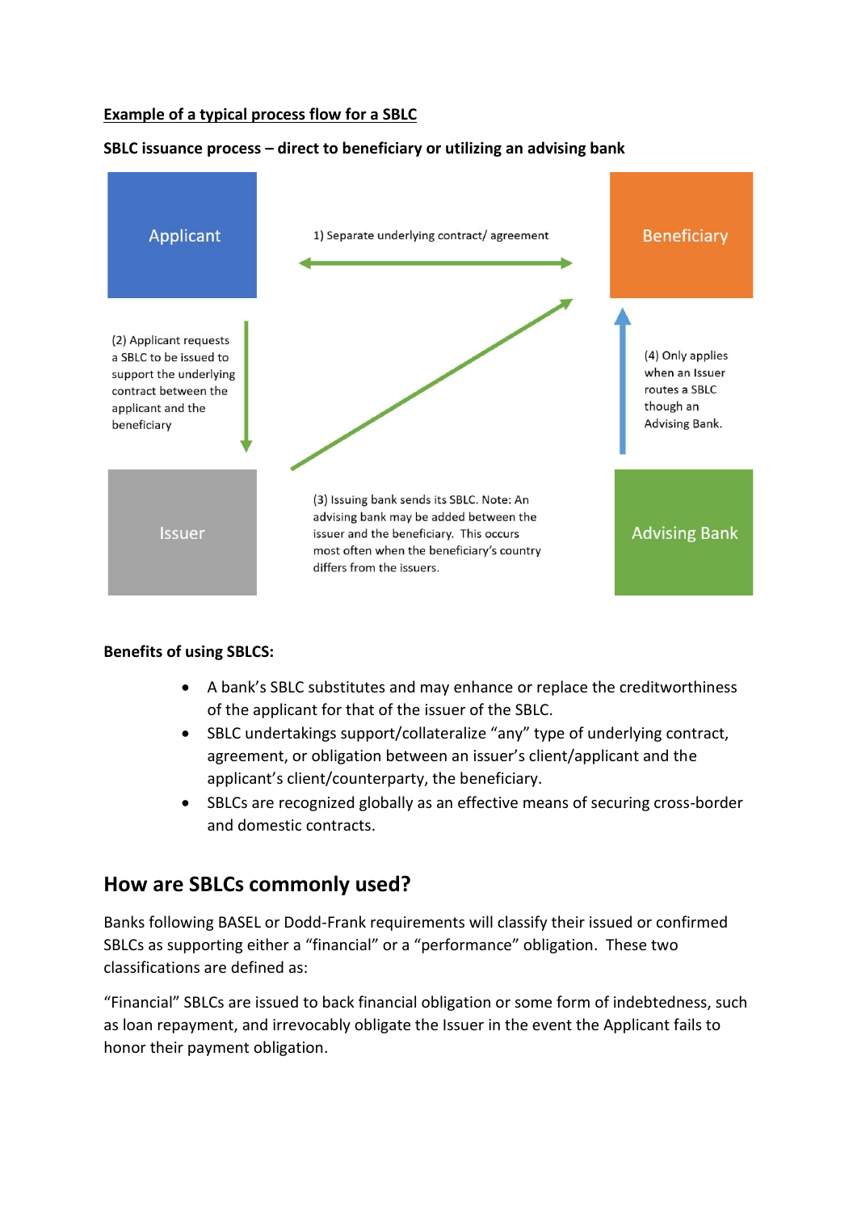**Example of a typical process flow for a SBLC**

**SBLC issuance process – direct to beneficiary or utilizing an advising bank**

Applicant

1) Separate underlying contract/ agreement

Beneficiary

(2) Applicant requests a SBLC to be issued to support the underlying contract between the applicant and the beneficiary

(4) Only applies when an Issuer routes a SBLC though an Advising Bank.

Issuer

(3) Issuing bank sends its SBLC. Note: An advising bank may be added between the issuer and the beneficiary. This occurs most often when the beneficiary's country differs from the issuers.

Advising Bank

**Benefits of using SBLCS:**

- A bank's SBLC substitutes and may enhance or replace the creditworthiness of the applicant for that of the issuer of the SBLC.
- SBLC undertakings support/collateralize "any" type of underlying contract, agreement, or obligation between an issuer's client/applicant and the applicant's client/counterparty, the beneficiary.
- SBLCs are recognized globally as an effective means of securing cross-border and domestic contracts.

## How are SBLCs commonly used?

Banks following BASEL or Dodd-Frank requirements will classify their issued or confirmed SBLCs as supporting either a "financial" or a "performance" obligation. These two classifications are defined as:

"Financial" SBLCs are issued to back financial obligation or some form of indebtedness, such as loan repayment, and irrevocably obligate the Issuer in the event the Applicant fails to honor their payment obligation.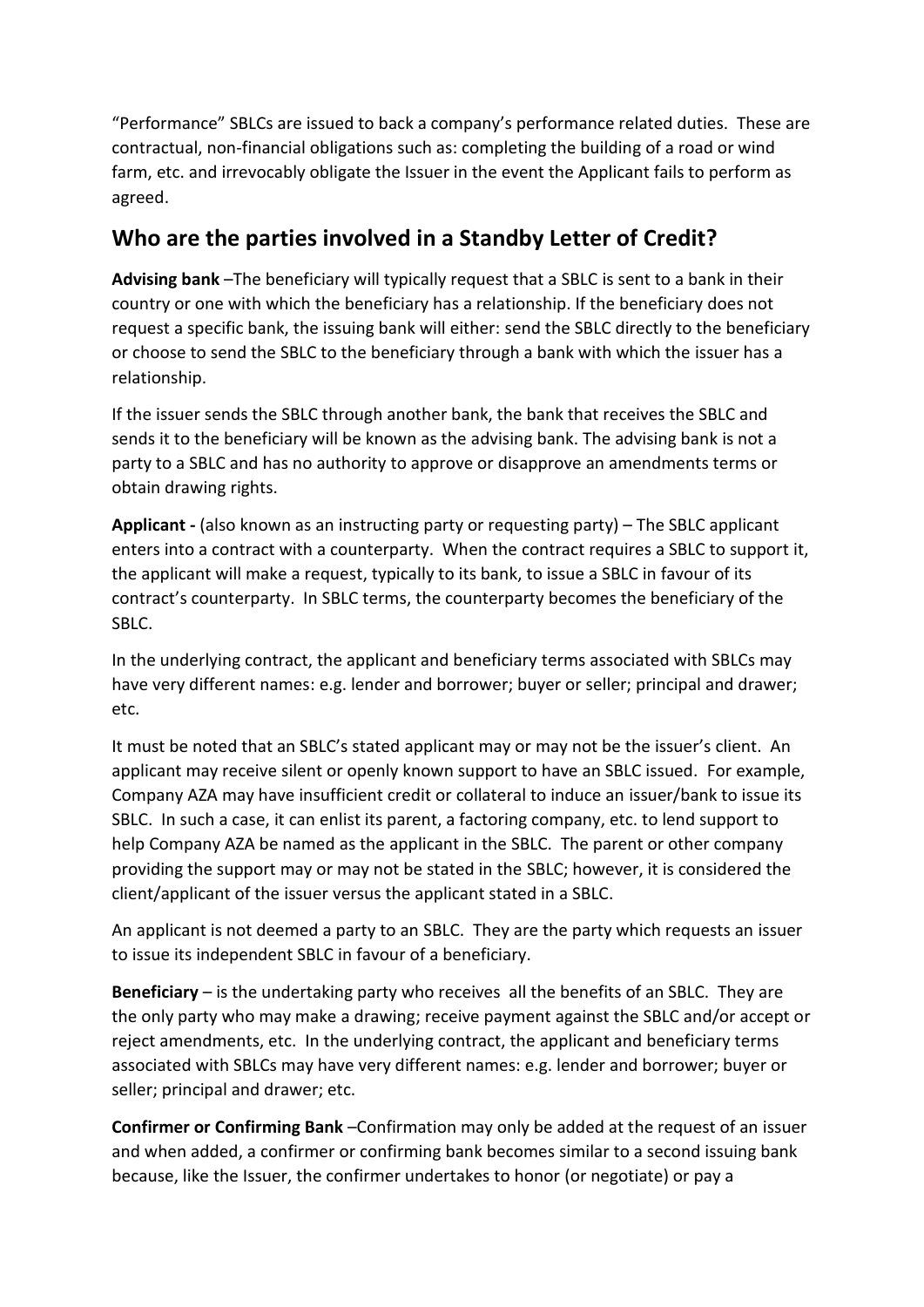“Performance” SBLCs are issued to back a company’s performance related duties. These are contractual, non-financial obligations such as: completing the building of a road or wind farm, etc. and irrevocably obligate the Issuer in the event the Applicant fails to perform as agreed.

## Who are the parties involved in a Standby Letter of Credit?

**Advising bank** –The beneficiary will typically request that a SBLC is sent to a bank in their country or one with which the beneficiary has a relationship. If the beneficiary does not request a specific bank, the issuing bank will either: send the SBLC directly to the beneficiary or choose to send the SBLC to the beneficiary through a bank with which the issuer has a relationship.

If the issuer sends the SBLC through another bank, the bank that receives the SBLC and sends it to the beneficiary will be known as the advising bank. The advising bank is not a party to a SBLC and has no authority to approve or disapprove an amendments terms or obtain drawing rights.

**Applicant -** (also known as an instructing party or requesting party) – The SBLC applicant enters into a contract with a counterparty. When the contract requires a SBLC to support it, the applicant will make a request, typically to its bank, to issue a SBLC in favour of its contract’s counterparty. In SBLC terms, the counterparty becomes the beneficiary of the SBLC.

In the underlying contract, the applicant and beneficiary terms associated with SBLCs may have very different names: e.g. lender and borrower; buyer or seller; principal and drawer; etc.

It must be noted that an SBLC’s stated applicant may or may not be the issuer’s client. An applicant may receive silent or openly known support to have an SBLC issued. For example, Company AZA may have insufficient credit or collateral to induce an issuer/bank to issue its SBLC. In such a case, it can enlist its parent, a factoring company, etc. to lend support to help Company AZA be named as the applicant in the SBLC. The parent or other company providing the support may or may not be stated in the SBLC; however, it is considered the client/applicant of the issuer versus the applicant stated in a SBLC.

An applicant is not deemed a party to an SBLC. They are the party which requests an issuer to issue its independent SBLC in favour of a beneficiary.

**Beneficiary** – is the undertaking party who receives all the benefits of an SBLC. They are the only party who may make a drawing; receive payment against the SBLC and/or accept or reject amendments, etc. In the underlying contract, the applicant and beneficiary terms associated with SBLCs may have very different names: e.g. lender and borrower; buyer or seller; principal and drawer; etc.

**Confirmer or Confirming Bank** –Confirmation may only be added at the request of an issuer and when added, a confirmer or confirming bank becomes similar to a second issuing bank because, like the Issuer, the confirmer undertakes to honor (or negotiate) or pay a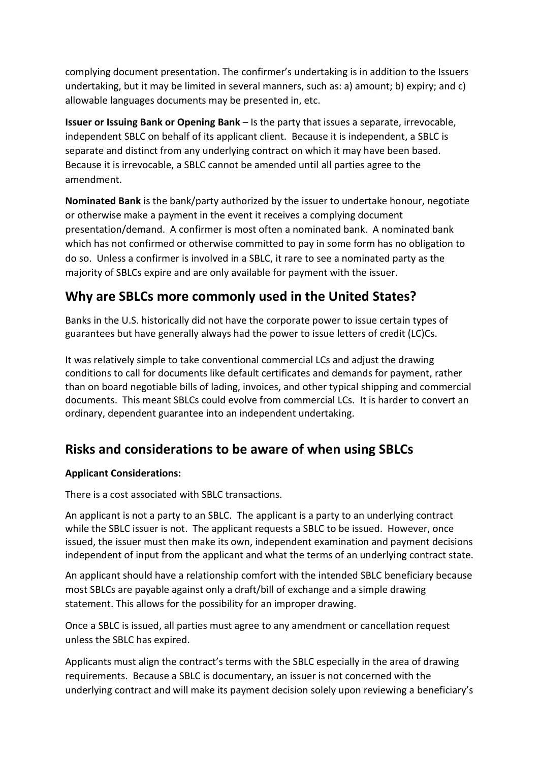complying document presentation. The confirmer's undertaking is in addition to the Issuers undertaking, but it may be limited in several manners, such as: a) amount; b) expiry; and c) allowable languages documents may be presented in, etc.

**Issuer or Issuing Bank or Opening Bank** – Is the party that issues a separate, irrevocable, independent SBLC on behalf of its applicant client. Because it is independent, a SBLC is separate and distinct from any underlying contract on which it may have been based. Because it is irrevocable, a SBLC cannot be amended until all parties agree to the amendment.

**Nominated Bank** is the bank/party authorized by the issuer to undertake honour, negotiate or otherwise make a payment in the event it receives a complying document presentation/demand. A confirmer is most often a nominated bank. A nominated bank which has not confirmed or otherwise committed to pay in some form has no obligation to do so. Unless a confirmer is involved in a SBLC, it rare to see a nominated party as the majority of SBLCs expire and are only available for payment with the issuer.

## Why are SBLCs more commonly used in the United States?

Banks in the U.S. historically did not have the corporate power to issue certain types of guarantees but have generally always had the power to issue letters of credit (LC)Cs.

It was relatively simple to take conventional commercial LCs and adjust the drawing conditions to call for documents like default certificates and demands for payment, rather than on board negotiable bills of lading, invoices, and other typical shipping and commercial documents. This meant SBLCs could evolve from commercial LCs. It is harder to convert an ordinary, dependent guarantee into an independent undertaking.

## Risks and considerations to be aware of when using SBLCs

**Applicant Considerations:**

There is a cost associated with SBLC transactions.

An applicant is not a party to an SBLC. The applicant is a party to an underlying contract while the SBLC issuer is not. The applicant requests a SBLC to be issued. However, once issued, the issuer must then make its own, independent examination and payment decisions independent of input from the applicant and what the terms of an underlying contract state.

An applicant should have a relationship comfort with the intended SBLC beneficiary because most SBLCs are payable against only a draft/bill of exchange and a simple drawing statement. This allows for the possibility for an improper drawing.

Once a SBLC is issued, all parties must agree to any amendment or cancellation request unless the SBLC has expired.

Applicants must align the contract's terms with the SBLC especially in the area of drawing requirements. Because a SBLC is documentary, an issuer is not concerned with the underlying contract and will make its payment decision solely upon reviewing a beneficiary's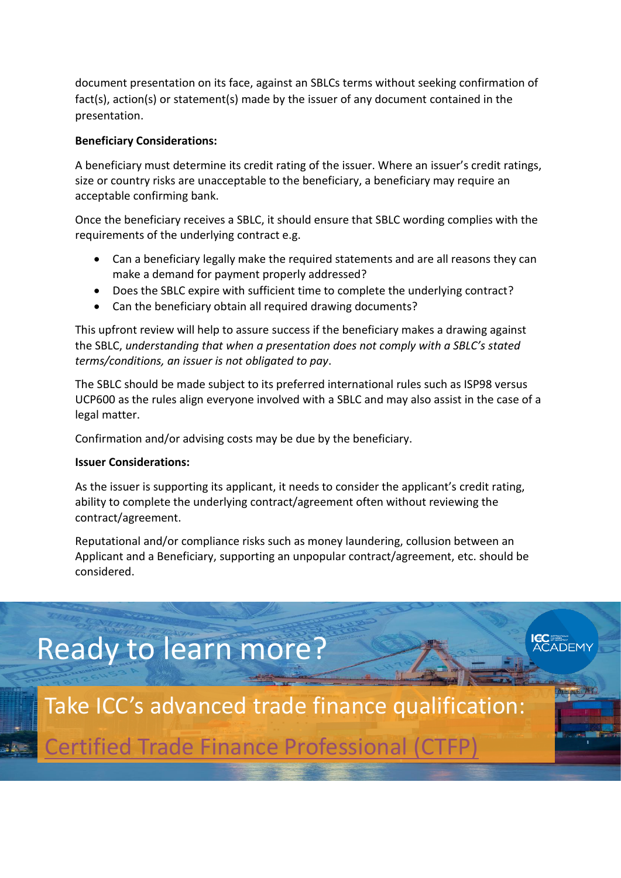document presentation on its face, against an SBLCs terms without seeking confirmation of fact(s), action(s) or statement(s) made by the issuer of any document contained in the presentation.

**Beneficiary Considerations:**

A beneficiary must determine its credit rating of the issuer. Where an issuer's credit ratings, size or country risks are unacceptable to the beneficiary, a beneficiary may require an acceptable confirming bank.

Once the beneficiary receives a SBLC, it should ensure that SBLC wording complies with the requirements of the underlying contract e.g.

- Can a beneficiary legally make the required statements and are all reasons they can make a demand for payment properly addressed?
- Does the SBLC expire with sufficient time to complete the underlying contract?
- Can the beneficiary obtain all required drawing documents?

This upfront review will help to assure success if the beneficiary makes a drawing against the SBLC, *understanding that when a presentation does not comply with a SBLC's stated terms/conditions, an issuer is not obligated to pay*.

The SBLC should be made subject to its preferred international rules such as ISP98 versus UCP600 as the rules align everyone involved with a SBLC and may also assist in the case of a legal matter.

Confirmation and/or advising costs may be due by the beneficiary.

**Issuer Considerations:**

As the issuer is supporting its applicant, it needs to consider the applicant's credit rating, ability to complete the underlying contract/agreement often without reviewing the contract/agreement.

Reputational and/or compliance risks such as money laundering, collusion between an Applicant and a Beneficiary, supporting an unpopular contract/agreement, etc. should be considered.

Ready to learn more?

Take ICC's advanced trade finance qualification:

Certified Trade Finance Professional (CTFP)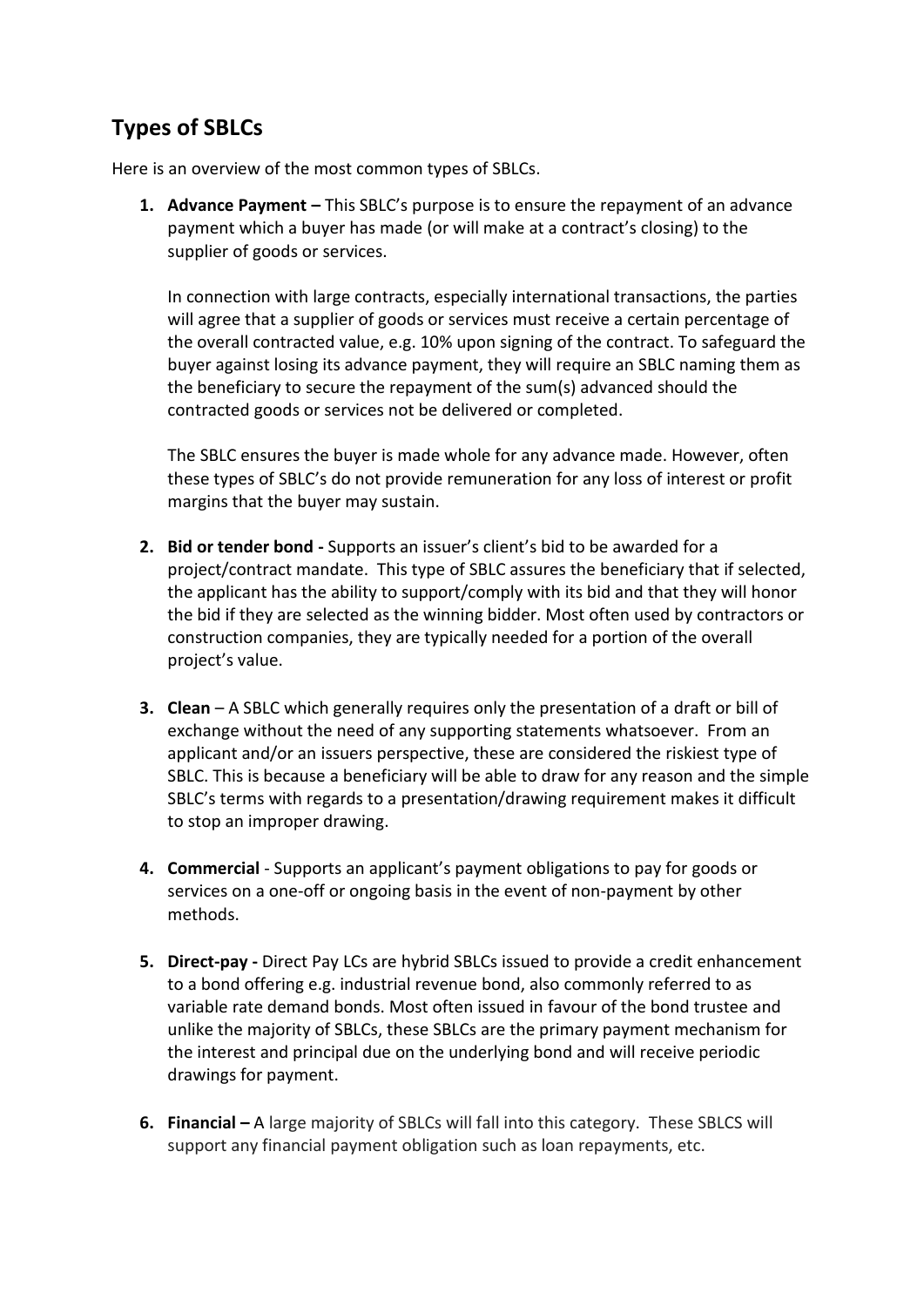## Types of SBLCs

Here is an overview of the most common types of SBLCs.

1. **Advance Payment –** This SBLC's purpose is to ensure the repayment of an advance payment which a buyer has made (or will make at a contract's closing) to the supplier of goods or services.

   In connection with large contracts, especially international transactions, the parties will agree that a supplier of goods or services must receive a certain percentage of the overall contracted value, e.g. 10% upon signing of the contract. To safeguard the buyer against losing its advance payment, they will require an SBLC naming them as the beneficiary to secure the repayment of the sum(s) advanced should the contracted goods or services not be delivered or completed.

   The SBLC ensures the buyer is made whole for any advance made. However, often these types of SBLC's do not provide remuneration for any loss of interest or profit margins that the buyer may sustain.

2. **Bid or tender bond -** Supports an issuer's client's bid to be awarded for a project/contract mandate. This type of SBLC assures the beneficiary that if selected, the applicant has the ability to support/comply with its bid and that they will honor the bid if they are selected as the winning bidder. Most often used by contractors or construction companies, they are typically needed for a portion of the overall project's value.

3. **Clean** – A SBLC which generally requires only the presentation of a draft or bill of exchange without the need of any supporting statements whatsoever. From an applicant and/or an issuers perspective, these are considered the riskiest type of SBLC. This is because a beneficiary will be able to draw for any reason and the simple SBLC's terms with regards to a presentation/drawing requirement makes it difficult to stop an improper drawing.

4. **Commercial** - Supports an applicant's payment obligations to pay for goods or services on a one-off or ongoing basis in the event of non-payment by other methods.

5. **Direct-pay -** Direct Pay LCs are hybrid SBLCs issued to provide a credit enhancement to a bond offering e.g. industrial revenue bond, also commonly referred to as variable rate demand bonds. Most often issued in favour of the bond trustee and unlike the majority of SBLCs, these SBLCs are the primary payment mechanism for the interest and principal due on the underlying bond and will receive periodic drawings for payment.

6. **Financial –** A large majority of SBLCs will fall into this category. These SBLCS will support any financial payment obligation such as loan repayments, etc.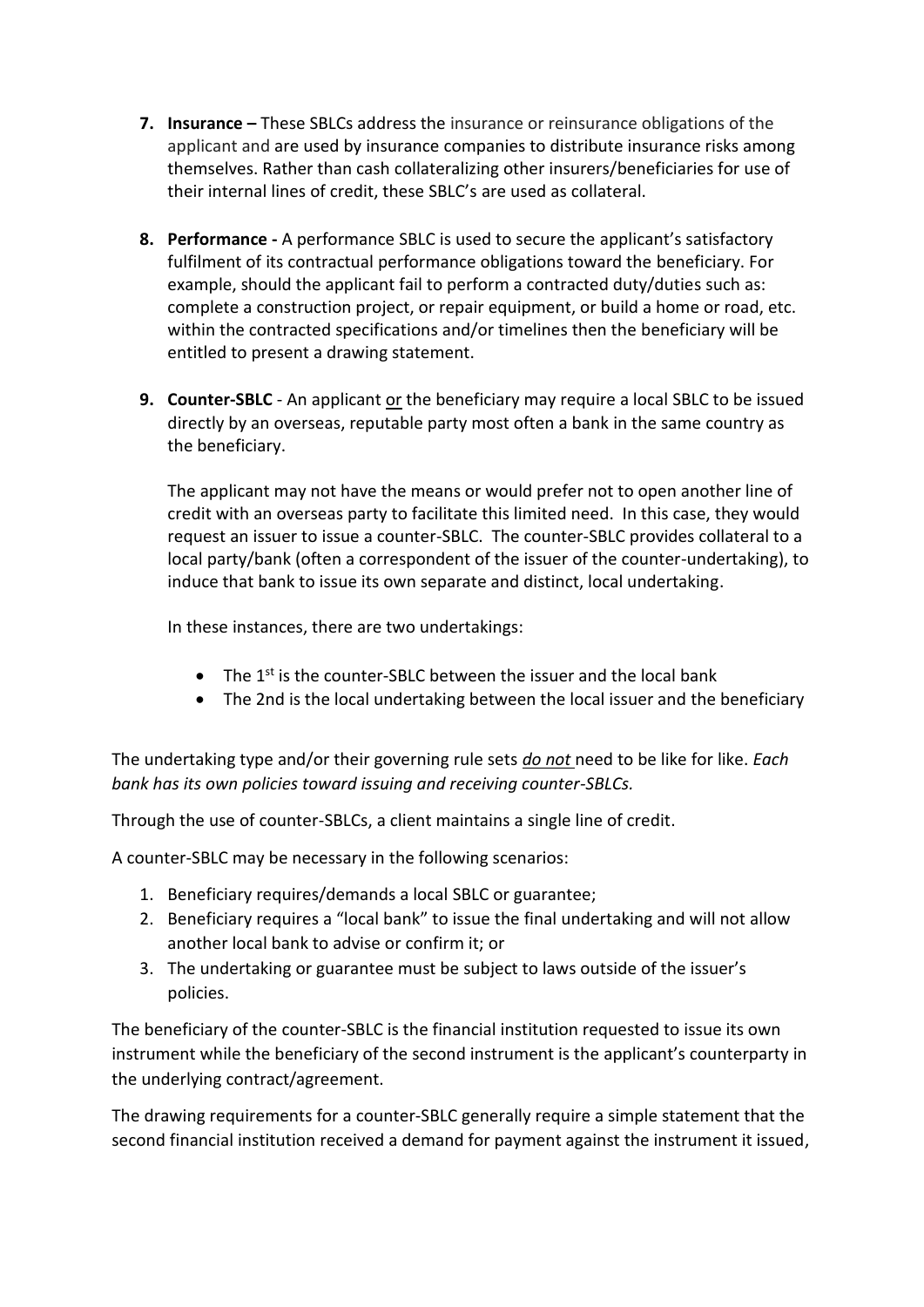7. **Insurance –** These SBLCs address the insurance or reinsurance obligations of the applicant and are used by insurance companies to distribute insurance risks among themselves. Rather than cash collateralizing other insurers/beneficiaries for use of their internal lines of credit, these SBLC's are used as collateral.

8. **Performance -** A performance SBLC is used to secure the applicant's satisfactory fulfilment of its contractual performance obligations toward the beneficiary. For example, should the applicant fail to perform a contracted duty/duties such as: complete a construction project, or repair equipment, or build a home or road, etc. within the contracted specifications and/or timelines then the beneficiary will be entitled to present a drawing statement.

9. **Counter-SBLC** - An applicant or the beneficiary may require a local SBLC to be issued directly by an overseas, reputable party most often a bank in the same country as the beneficiary.

   The applicant may not have the means or would prefer not to open another line of credit with an overseas party to facilitate this limited need. In this case, they would request an issuer to issue a counter-SBLC. The counter-SBLC provides collateral to a local party/bank (often a correspondent of the issuer of the counter-undertaking), to induce that bank to issue its own separate and distinct, local undertaking.

   In these instances, there are two undertakings:

   - The 1st is the counter-SBLC between the issuer and the local bank
   - The 2nd is the local undertaking between the local issuer and the beneficiary

The undertaking type and/or their governing rule sets ***do not*** need to be like for like. *Each bank has its own policies toward issuing and receiving counter-SBLCs.*

Through the use of counter-SBLCs, a client maintains a single line of credit.

A counter-SBLC may be necessary in the following scenarios:

1. Beneficiary requires/demands a local SBLC or guarantee;
2. Beneficiary requires a "local bank" to issue the final undertaking and will not allow another local bank to advise or confirm it; or
3. The undertaking or guarantee must be subject to laws outside of the issuer's policies.

The beneficiary of the counter-SBLC is the financial institution requested to issue its own instrument while the beneficiary of the second instrument is the applicant's counterparty in the underlying contract/agreement.

The drawing requirements for a counter-SBLC generally require a simple statement that the second financial institution received a demand for payment against the instrument it issued,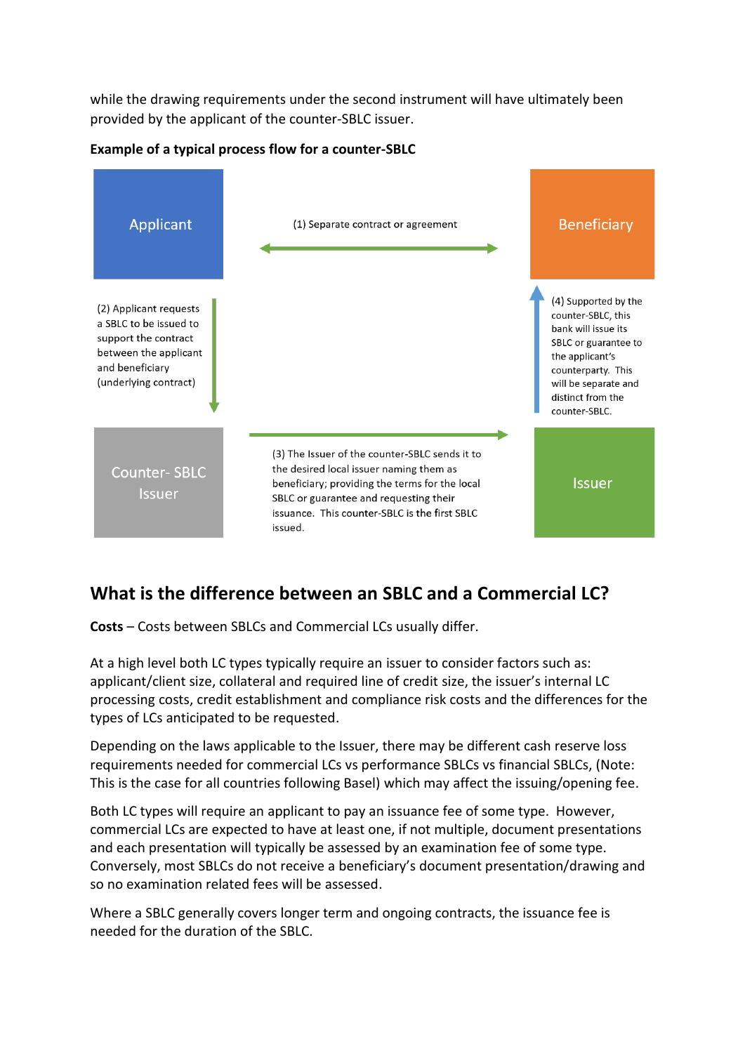while the drawing requirements under the second instrument will have ultimately been provided by the applicant of the counter-SBLC issuer.

**Example of a typical process flow for a counter-SBLC**

Applicant

(1) Separate contract or agreement

Beneficiary

(2) Applicant requests a SBLC to be issued to support the contract between the applicant and beneficiary (underlying contract)

(4) Supported by the counter-SBLC, this bank will issue its SBLC or guarantee to the applicant's counterparty. This will be separate and distinct from the counter-SBLC.

Counter- SBLC Issuer

(3) The Issuer of the counter-SBLC sends it to the desired local issuer naming them as beneficiary; providing the terms for the local SBLC or guarantee and requesting their issuance. This counter-SBLC is the first SBLC issued.

Issuer

## What is the difference between an SBLC and a Commercial LC?

**Costs** – Costs between SBLCs and Commercial LCs usually differ.

At a high level both LC types typically require an issuer to consider factors such as: applicant/client size, collateral and required line of credit size, the issuer's internal LC processing costs, credit establishment and compliance risk costs and the differences for the types of LCs anticipated to be requested.

Depending on the laws applicable to the Issuer, there may be different cash reserve loss requirements needed for commercial LCs vs performance SBLCs vs financial SBLCs, (Note: This is the case for all countries following Basel) which may affect the issuing/opening fee.

Both LC types will require an applicant to pay an issuance fee of some type. However, commercial LCs are expected to have at least one, if not multiple, document presentations and each presentation will typically be assessed by an examination fee of some type. Conversely, most SBLCs do not receive a beneficiary's document presentation/drawing and so no examination related fees will be assessed.

Where a SBLC generally covers longer term and ongoing contracts, the issuance fee is needed for the duration of the SBLC.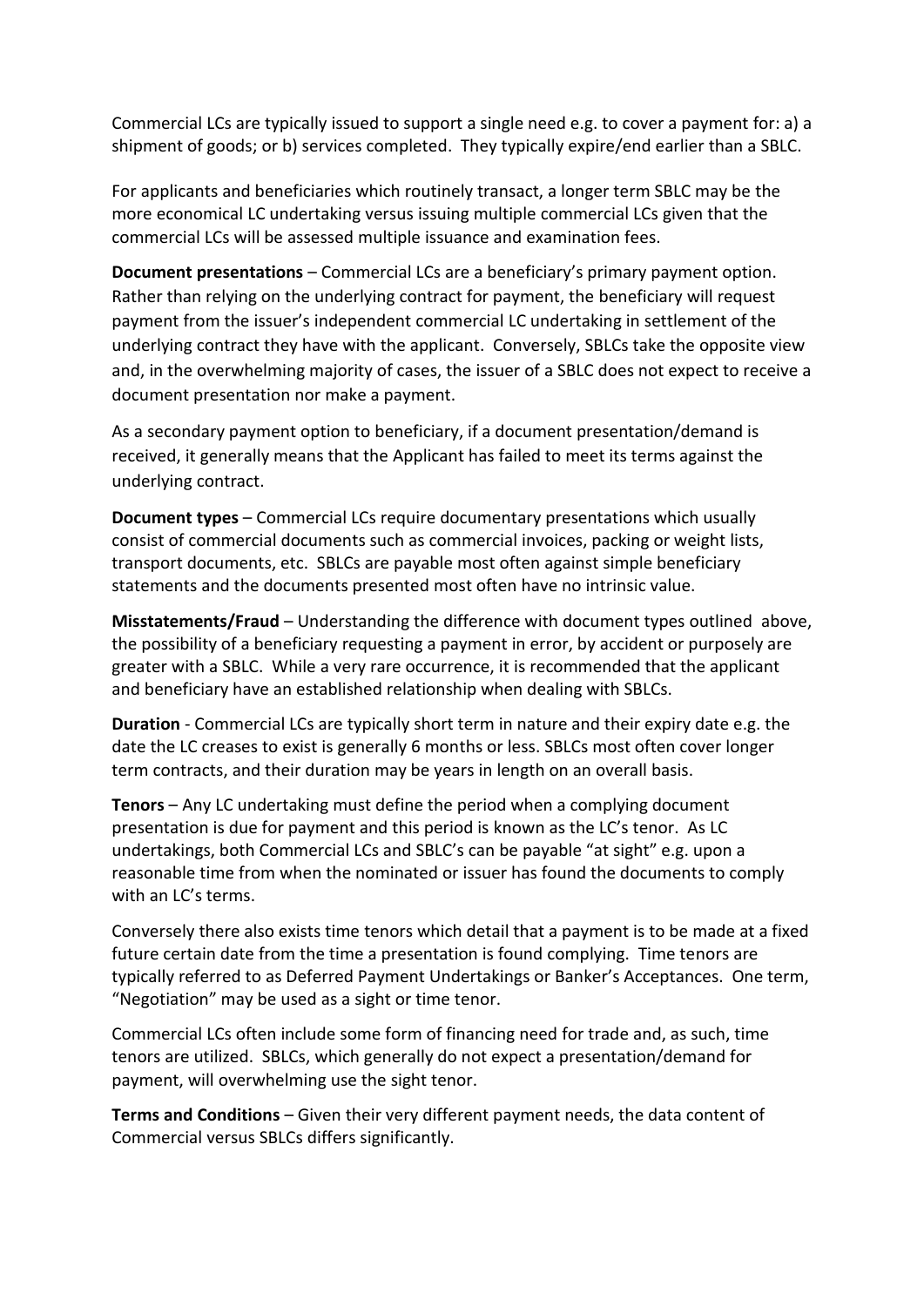Commercial LCs are typically issued to support a single need e.g. to cover a payment for: a) a shipment of goods; or b) services completed. They typically expire/end earlier than a SBLC.

For applicants and beneficiaries which routinely transact, a longer term SBLC may be the more economical LC undertaking versus issuing multiple commercial LCs given that the commercial LCs will be assessed multiple issuance and examination fees.

**Document presentations** – Commercial LCs are a beneficiary's primary payment option. Rather than relying on the underlying contract for payment, the beneficiary will request payment from the issuer's independent commercial LC undertaking in settlement of the underlying contract they have with the applicant. Conversely, SBLCs take the opposite view and, in the overwhelming majority of cases, the issuer of a SBLC does not expect to receive a document presentation nor make a payment.

As a secondary payment option to beneficiary, if a document presentation/demand is received, it generally means that the Applicant has failed to meet its terms against the underlying contract.

**Document types** – Commercial LCs require documentary presentations which usually consist of commercial documents such as commercial invoices, packing or weight lists, transport documents, etc. SBLCs are payable most often against simple beneficiary statements and the documents presented most often have no intrinsic value.

**Misstatements/Fraud** – Understanding the difference with document types outlined above, the possibility of a beneficiary requesting a payment in error, by accident or purposely are greater with a SBLC. While a very rare occurrence, it is recommended that the applicant and beneficiary have an established relationship when dealing with SBLCs.

**Duration** - Commercial LCs are typically short term in nature and their expiry date e.g. the date the LC creases to exist is generally 6 months or less. SBLCs most often cover longer term contracts, and their duration may be years in length on an overall basis.

**Tenors** – Any LC undertaking must define the period when a complying document presentation is due for payment and this period is known as the LC's tenor. As LC undertakings, both Commercial LCs and SBLC's can be payable "at sight" e.g. upon a reasonable time from when the nominated or issuer has found the documents to comply with an LC's terms.

Conversely there also exists time tenors which detail that a payment is to be made at a fixed future certain date from the time a presentation is found complying. Time tenors are typically referred to as Deferred Payment Undertakings or Banker's Acceptances. One term, "Negotiation" may be used as a sight or time tenor.

Commercial LCs often include some form of financing need for trade and, as such, time tenors are utilized. SBLCs, which generally do not expect a presentation/demand for payment, will overwhelming use the sight tenor.

**Terms and Conditions** – Given their very different payment needs, the data content of Commercial versus SBLCs differs significantly.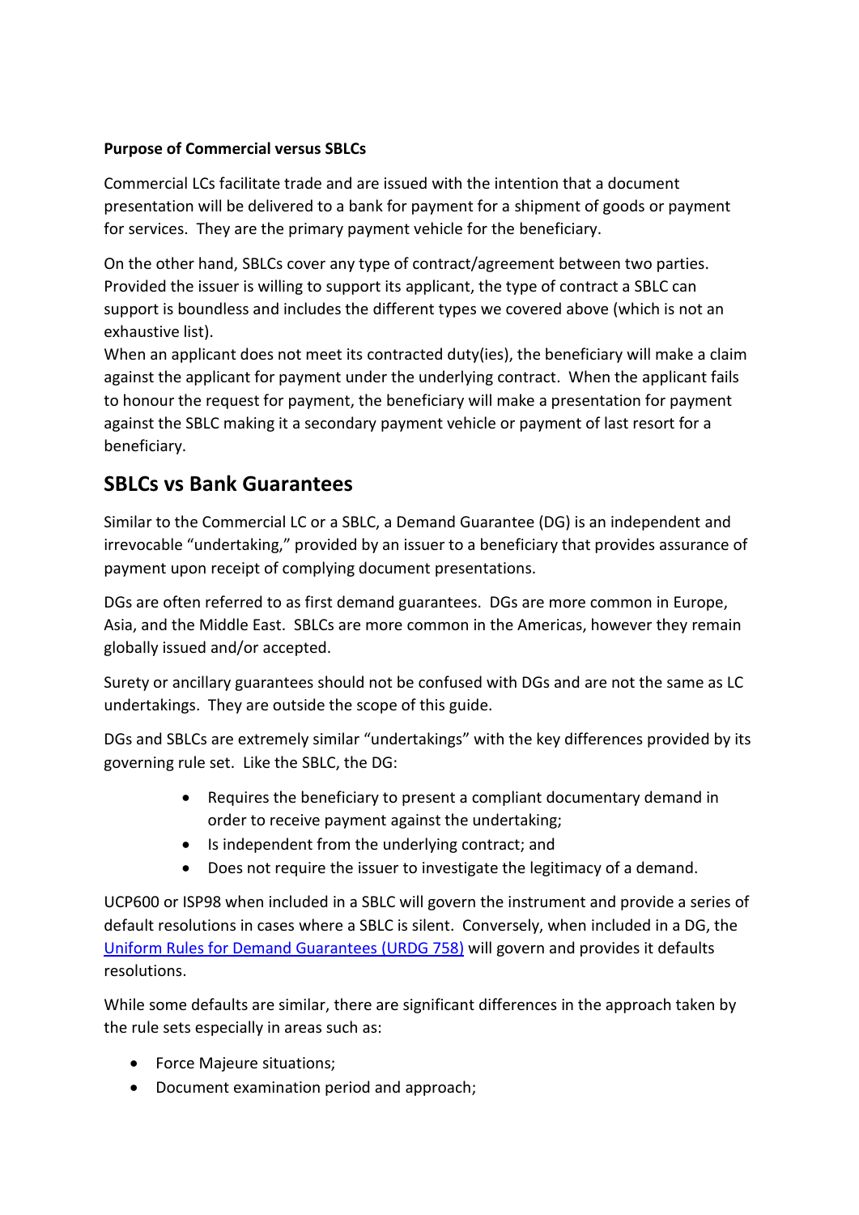**Purpose of Commercial versus SBLCs**

Commercial LCs facilitate trade and are issued with the intention that a document presentation will be delivered to a bank for payment for a shipment of goods or payment for services. They are the primary payment vehicle for the beneficiary.

On the other hand, SBLCs cover any type of contract/agreement between two parties. Provided the issuer is willing to support its applicant, the type of contract a SBLC can support is boundless and includes the different types we covered above (which is not an exhaustive list).
When an applicant does not meet its contracted duty(ies), the beneficiary will make a claim against the applicant for payment under the underlying contract. When the applicant fails to honour the request for payment, the beneficiary will make a presentation for payment against the SBLC making it a secondary payment vehicle or payment of last resort for a beneficiary.

## SBLCs vs Bank Guarantees

Similar to the Commercial LC or a SBLC, a Demand Guarantee (DG) is an independent and irrevocable "undertaking," provided by an issuer to a beneficiary that provides assurance of payment upon receipt of complying document presentations.

DGs are often referred to as first demand guarantees. DGs are more common in Europe, Asia, and the Middle East. SBLCs are more common in the Americas, however they remain globally issued and/or accepted.

Surety or ancillary guarantees should not be confused with DGs and are not the same as LC undertakings. They are outside the scope of this guide.

DGs and SBLCs are extremely similar "undertakings" with the key differences provided by its governing rule set. Like the SBLC, the DG:

- Requires the beneficiary to present a compliant documentary demand in order to receive payment against the undertaking;
- Is independent from the underlying contract; and
- Does not require the issuer to investigate the legitimacy of a demand.

UCP600 or ISP98 when included in a SBLC will govern the instrument and provide a series of default resolutions in cases where a SBLC is silent. Conversely, when included in a DG, the Uniform Rules for Demand Guarantees (URDG 758) will govern and provides it defaults resolutions.

While some defaults are similar, there are significant differences in the approach taken by the rule sets especially in areas such as:

- Force Majeure situations;
- Document examination period and approach;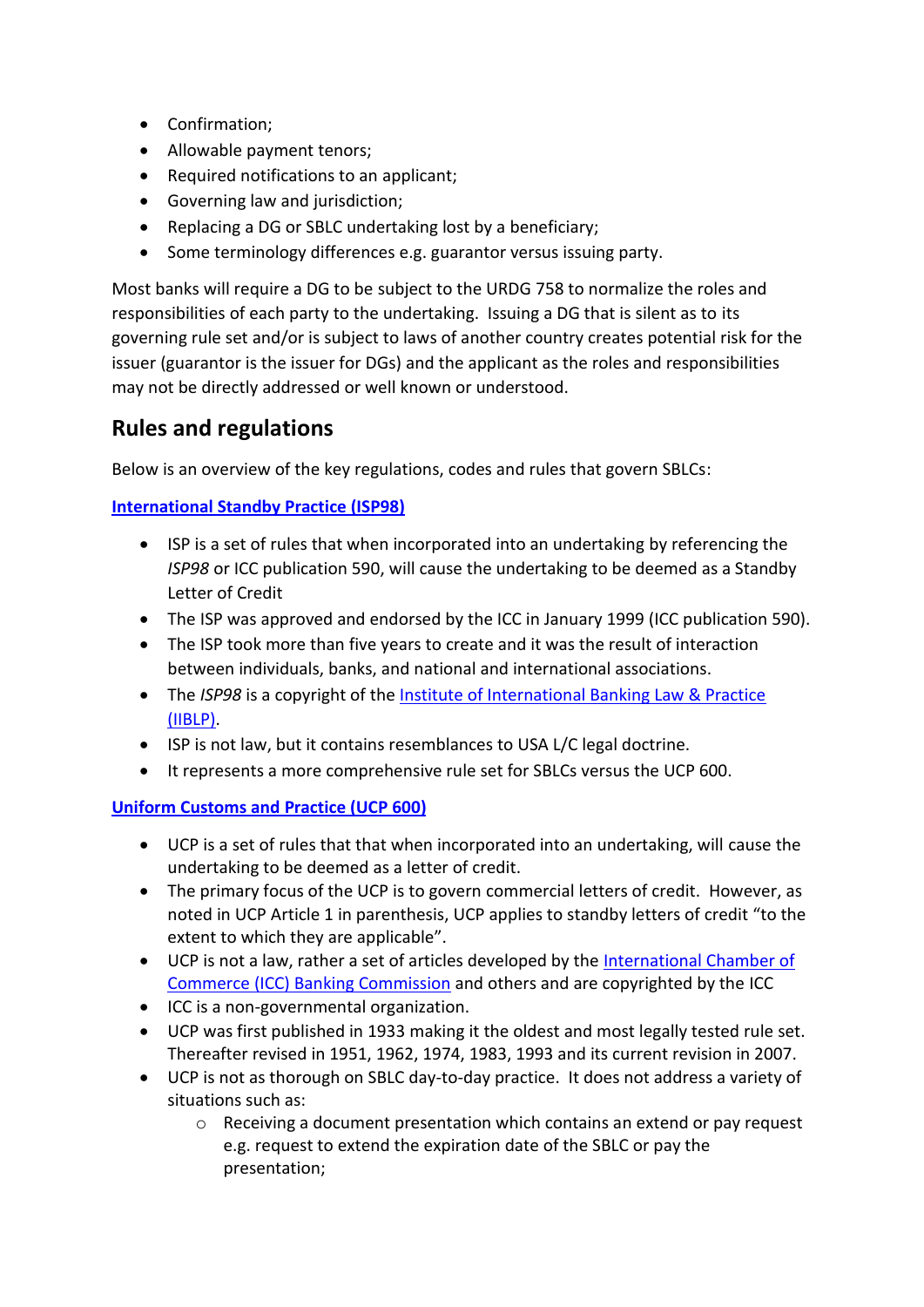- Confirmation;
- Allowable payment tenors;
- Required notifications to an applicant;
- Governing law and jurisdiction;
- Replacing a DG or SBLC undertaking lost by a beneficiary;
- Some terminology differences e.g. guarantor versus issuing party.

Most banks will require a DG to be subject to the URDG 758 to normalize the roles and responsibilities of each party to the undertaking. Issuing a DG that is silent as to its governing rule set and/or is subject to laws of another country creates potential risk for the issuer (guarantor is the issuer for DGs) and the applicant as the roles and responsibilities may not be directly addressed or well known or understood.

## Rules and regulations

Below is an overview of the key regulations, codes and rules that govern SBLCs:

**International Standby Practice (ISP98)**

- ISP is a set of rules that when incorporated into an undertaking by referencing the *ISP98* or ICC publication 590, will cause the undertaking to be deemed as a Standby Letter of Credit
- The ISP was approved and endorsed by the ICC in January 1999 (ICC publication 590).
- The ISP took more than five years to create and it was the result of interaction between individuals, banks, and national and international associations.
- The *ISP98* is a copyright of the Institute of International Banking Law & Practice (IIBLP).
- ISP is not law, but it contains resemblances to USA L/C legal doctrine.
- It represents a more comprehensive rule set for SBLCs versus the UCP 600.

**Uniform Customs and Practice (UCP 600)**

- UCP is a set of rules that that when incorporated into an undertaking, will cause the undertaking to be deemed as a letter of credit.
- The primary focus of the UCP is to govern commercial letters of credit. However, as noted in UCP Article 1 in parenthesis, UCP applies to standby letters of credit "to the extent to which they are applicable".
- UCP is not a law, rather a set of articles developed by the International Chamber of Commerce (ICC) Banking Commission and others and are copyrighted by the ICC
- ICC is a non-governmental organization.
- UCP was first published in 1933 making it the oldest and most legally tested rule set. Thereafter revised in 1951, 1962, 1974, 1983, 1993 and its current revision in 2007.
- UCP is not as thorough on SBLC day-to-day practice. It does not address a variety of situations such as:
  - Receiving a document presentation which contains an extend or pay request e.g. request to extend the expiration date of the SBLC or pay the presentation;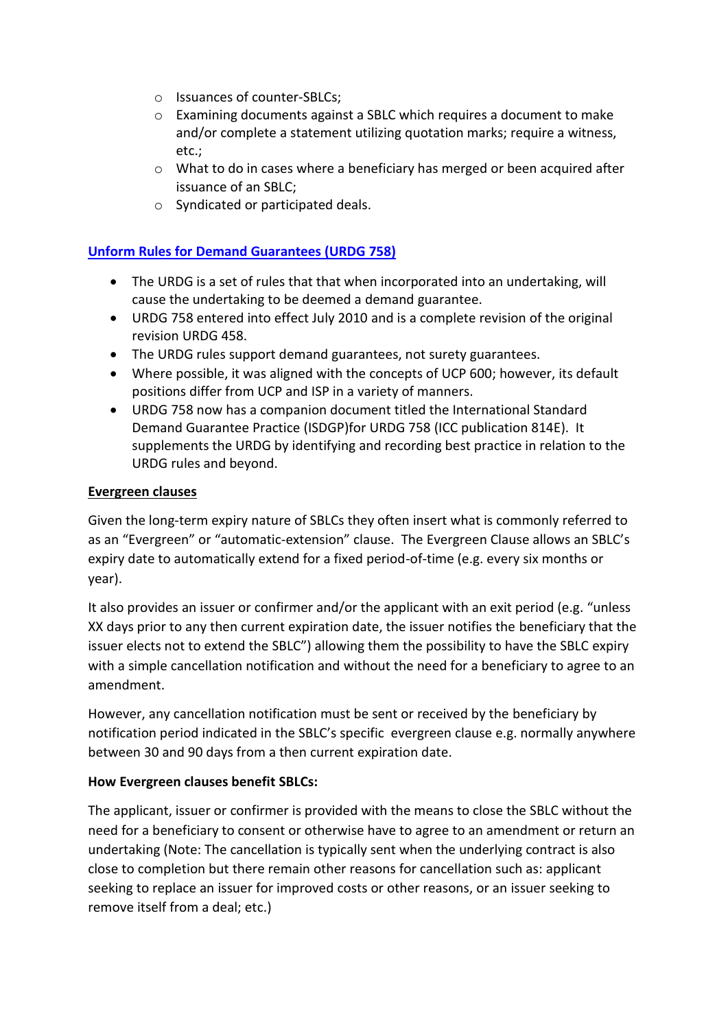- Issuances of counter-SBLCs;
  - Examining documents against a SBLC which requires a document to make and/or complete a statement utilizing quotation marks; require a witness, etc.;
  - What to do in cases where a beneficiary has merged or been acquired after issuance of an SBLC;
  - Syndicated or participated deals.

## Unform Rules for Demand Guarantees (URDG 758)

- The URDG is a set of rules that that when incorporated into an undertaking, will cause the undertaking to be deemed a demand guarantee.
- URDG 758 entered into effect July 2010 and is a complete revision of the original revision URDG 458.
- The URDG rules support demand guarantees, not surety guarantees.
- Where possible, it was aligned with the concepts of UCP 600; however, its default positions differ from UCP and ISP in a variety of manners.
- URDG 758 now has a companion document titled the International Standard Demand Guarantee Practice (ISDGP)for URDG 758 (ICC publication 814E). It supplements the URDG by identifying and recording best practice in relation to the URDG rules and beyond.

## Evergreen clauses

Given the long-term expiry nature of SBLCs they often insert what is commonly referred to as an "Evergreen" or "automatic-extension" clause. The Evergreen Clause allows an SBLC's expiry date to automatically extend for a fixed period-of-time (e.g. every six months or year).

It also provides an issuer or confirmer and/or the applicant with an exit period (e.g. "unless XX days prior to any then current expiration date, the issuer notifies the beneficiary that the issuer elects not to extend the SBLC") allowing them the possibility to have the SBLC expiry with a simple cancellation notification and without the need for a beneficiary to agree to an amendment.

However, any cancellation notification must be sent or received by the beneficiary by notification period indicated in the SBLC's specific evergreen clause e.g. normally anywhere between 30 and 90 days from a then current expiration date.

**How Evergreen clauses benefit SBLCs:**

The applicant, issuer or confirmer is provided with the means to close the SBLC without the need for a beneficiary to consent or otherwise have to agree to an amendment or return an undertaking (Note: The cancellation is typically sent when the underlying contract is also close to completion but there remain other reasons for cancellation such as: applicant seeking to replace an issuer for improved costs or other reasons, or an issuer seeking to remove itself from a deal; etc.)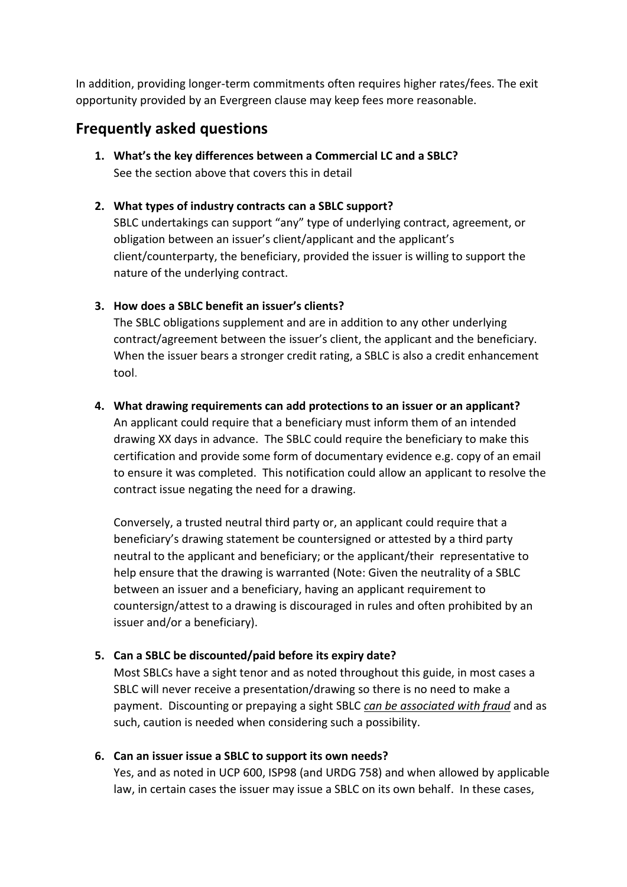In addition, providing longer-term commitments often requires higher rates/fees. The exit opportunity provided by an Evergreen clause may keep fees more reasonable.

## Frequently asked questions

1. **What's the key differences between a Commercial LC and a SBLC?**
   See the section above that covers this in detail

2. **What types of industry contracts can a SBLC support?**
   SBLC undertakings can support "any" type of underlying contract, agreement, or obligation between an issuer's client/applicant and the applicant's client/counterparty, the beneficiary, provided the issuer is willing to support the nature of the underlying contract.

3. **How does a SBLC benefit an issuer's clients?**
   The SBLC obligations supplement and are in addition to any other underlying contract/agreement between the issuer's client, the applicant and the beneficiary. When the issuer bears a stronger credit rating, a SBLC is also a credit enhancement tool.

4. **What drawing requirements can add protections to an issuer or an applicant?**
   An applicant could require that a beneficiary must inform them of an intended drawing XX days in advance. The SBLC could require the beneficiary to make this certification and provide some form of documentary evidence e.g. copy of an email to ensure it was completed. This notification could allow an applicant to resolve the contract issue negating the need for a drawing.

   Conversely, a trusted neutral third party or, an applicant could require that a beneficiary's drawing statement be countersigned or attested by a third party neutral to the applicant and beneficiary; or the applicant/their representative to help ensure that the drawing is warranted (Note: Given the neutrality of a SBLC between an issuer and a beneficiary, having an applicant requirement to countersign/attest to a drawing is discouraged in rules and often prohibited by an issuer and/or a beneficiary).

5. **Can a SBLC be discounted/paid before its expiry date?**
   Most SBLCs have a sight tenor and as noted throughout this guide, in most cases a SBLC will never receive a presentation/drawing so there is no need to make a payment. Discounting or prepaying a sight SBLC ***can be associated with fraud*** and as such, caution is needed when considering such a possibility.

6. **Can an issuer issue a SBLC to support its own needs?**
   Yes, and as noted in UCP 600, ISP98 (and URDG 758) and when allowed by applicable law, in certain cases the issuer may issue a SBLC on its own behalf. In these cases,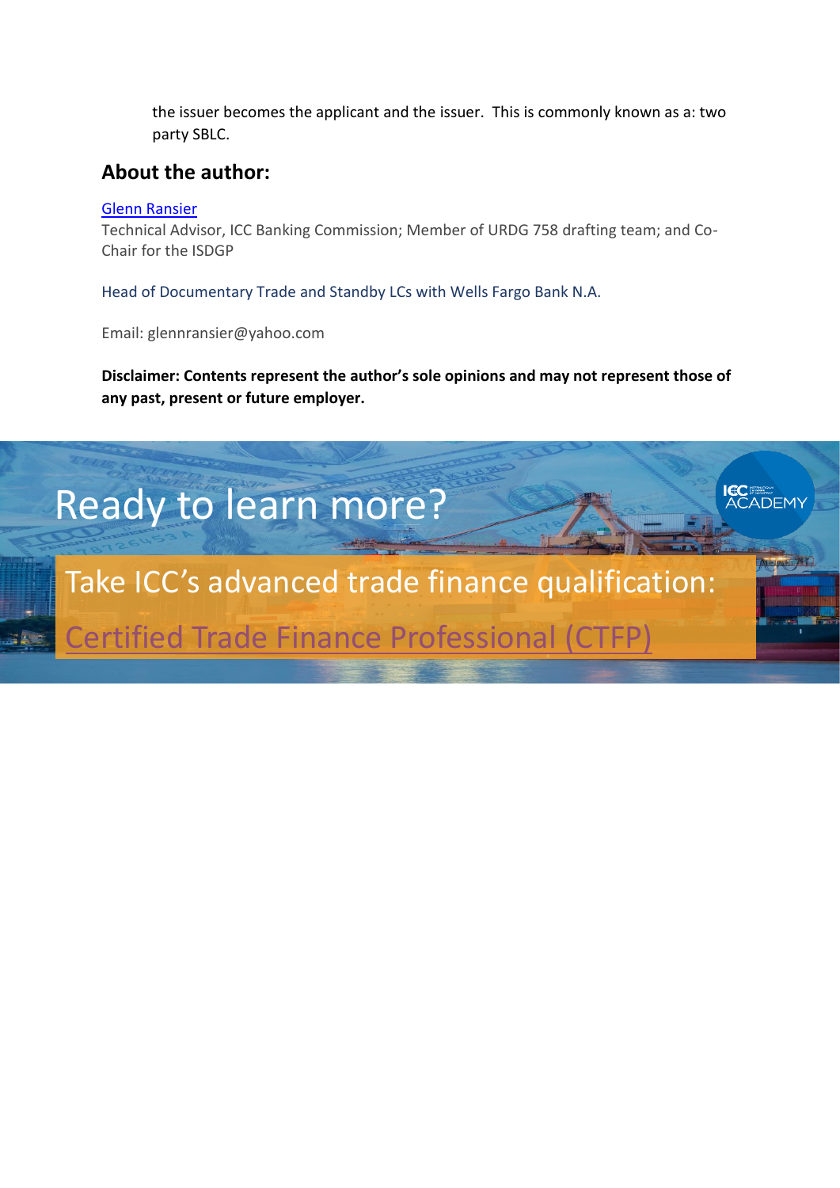the issuer becomes the applicant and the issuer. This is commonly known as a: two party SBLC.

## About the author:

Glenn Ransier
Technical Advisor, ICC Banking Commission; Member of URDG 758 drafting team; and Co-Chair for the ISDGP

Head of Documentary Trade and Standby LCs with Wells Fargo Bank N.A.

Email: glennransier@yahoo.com

**Disclaimer: Contents represent the author's sole opinions and may not represent those of any past, present or future employer.**

Ready to learn more?

Take ICC's advanced trade finance qualification:

Certified Trade Finance Professional (CTFP)